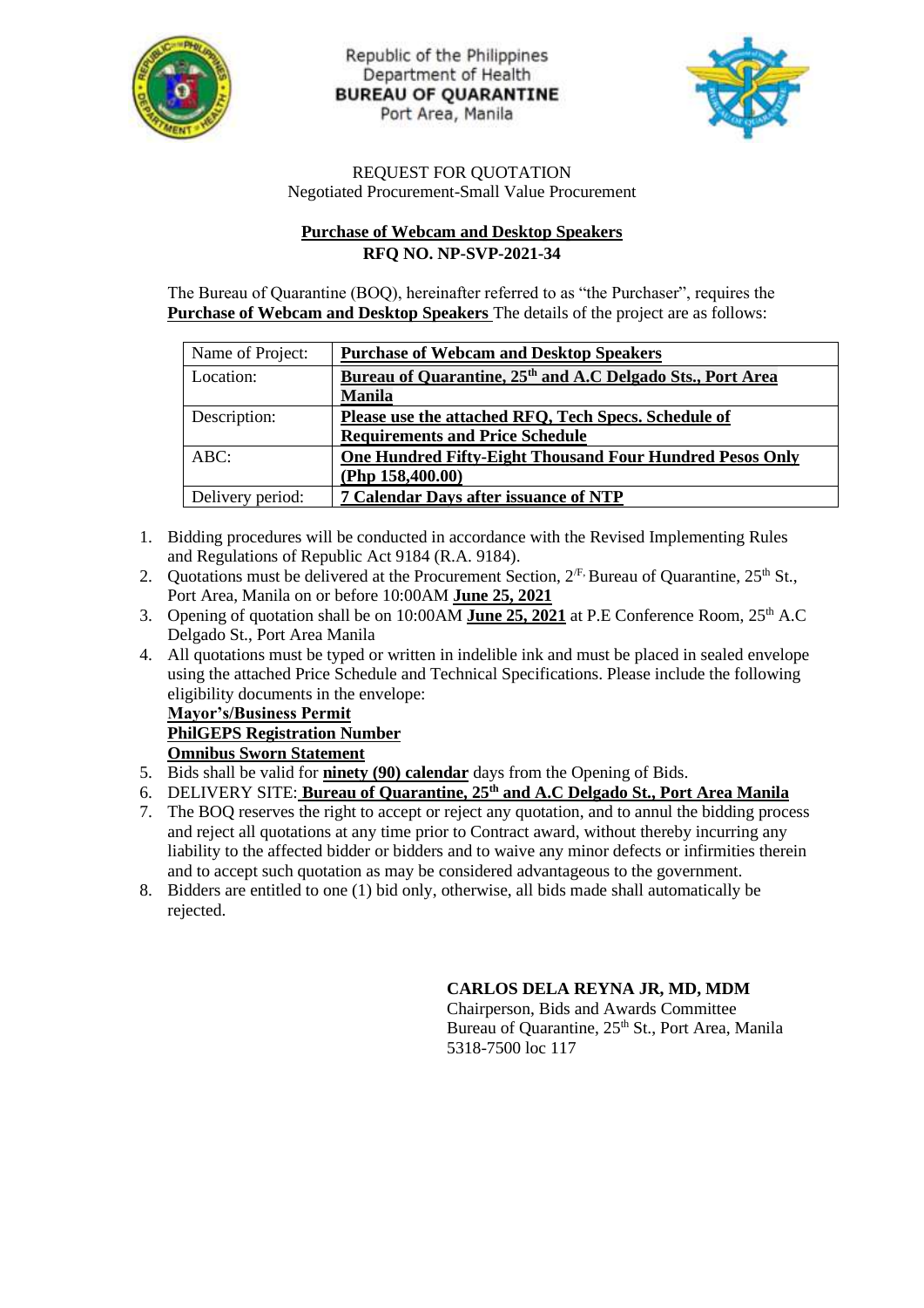Republic of the Philippines
Department of Health
**BUREAU OF QUARANTINE**
Port Area, Manila

REQUEST FOR QUOTATION
Negotiated Procurement-Small Value Procurement

**Purchase of Webcam and Desktop Speakers**
**RFQ NO. NP-SVP-2021-34**

The Bureau of Quarantine (BOQ), hereinafter referred to as "the Purchaser", requires the **Purchase of Webcam and Desktop Speakers** The details of the project are as follows:

| Name of Project: | **Purchase of Webcam and Desktop Speakers** |
|---|---|
| Location: | **Bureau of Quarantine, 25th and A.C Delgado Sts., Port Area Manila** |
| Description: | **Please use the attached RFQ, Tech Specs. Schedule of Requirements and Price Schedule** |
| ABC: | **One Hundred Fifty-Eight Thousand Four Hundred Pesos Only (Php 158,400.00)** |
| Delivery period: | **7 Calendar Days after issuance of NTP** |

1. Bidding procedures will be conducted in accordance with the Revised Implementing Rules and Regulations of Republic Act 9184 (R.A. 9184).
2. Quotations must be delivered at the Procurement Section, 2/F, Bureau of Quarantine, 25th St., Port Area, Manila on or before 10:00AM **June 25, 2021**
3. Opening of quotation shall be on 10:00AM **June 25, 2021** at P.E Conference Room, 25th A.C Delgado St., Port Area Manila
4. All quotations must be typed or written in indelible ink and must be placed in sealed envelope using the attached Price Schedule and Technical Specifications. Please include the following eligibility documents in the envelope:
   **Mayor's/Business Permit**
   **PhilGEPS Registration Number**
   **Omnibus Sworn Statement**
5. Bids shall be valid for **ninety (90) calendar** days from the Opening of Bids.
6. DELIVERY SITE: **Bureau of Quarantine, 25th and A.C Delgado St., Port Area Manila**
7. The BOQ reserves the right to accept or reject any quotation, and to annul the bidding process and reject all quotations at any time prior to Contract award, without thereby incurring any liability to the affected bidder or bidders and to waive any minor defects or infirmities therein and to accept such quotation as may be considered advantageous to the government.
8. Bidders are entitled to one (1) bid only, otherwise, all bids made shall automatically be rejected.

**CARLOS DELA REYNA JR, MD, MDM**
Chairperson, Bids and Awards Committee
Bureau of Quarantine, 25th St., Port Area, Manila
5318-7500 loc 117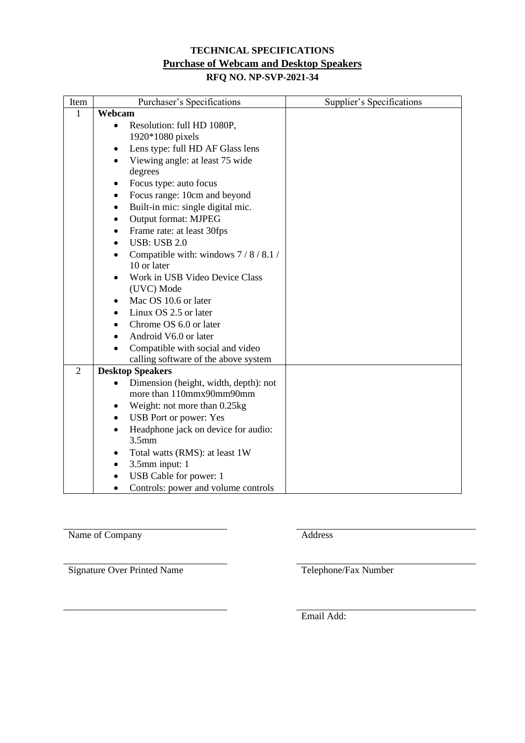**TECHNICAL SPECIFICATIONS**

**Purchase of Webcam and Desktop Speakers**

**RFQ NO. NP-SVP-2021-34**

| Item | Purchaser's Specifications | Supplier's Specifications |
| --- | --- | --- |
| 1 | **Webcam**<br>• Resolution: full HD 1080P, 1920*1080 pixels<br>• Lens type: full HD AF Glass lens<br>• Viewing angle: at least 75 wide degrees<br>• Focus type: auto focus<br>• Focus range: 10cm and beyond<br>• Built-in mic: single digital mic.<br>• Output format: MJPEG<br>• Frame rate: at least 30fps<br>• USB: USB 2.0<br>• Compatible with: windows 7 / 8 / 8.1 / 10 or later<br>• Work in USB Video Device Class (UVC) Mode<br>• Mac OS 10.6 or later<br>• Linux OS 2.5 or later<br>• Chrome OS 6.0 or later<br>• Android V6.0 or later<br>• Compatible with social and video calling software of the above system | |
| 2 | **Desktop Speakers**<br>• Dimension (height, width, depth): not more than 110mmx90mm90mm<br>• Weight: not more than 0.25kg<br>• USB Port or power: Yes<br>• Headphone jack on device for audio: 3.5mm<br>• Total watts (RMS): at least 1W<br>• 3.5mm input: 1<br>• USB Cable for power: 1<br>• Controls: power and volume controls | |

______________________________
Name of Company

______________________________
Address

______________________________
Signature Over Printed Name

______________________________
Telephone/Fax Number

______________________________

______________________________
Email Add: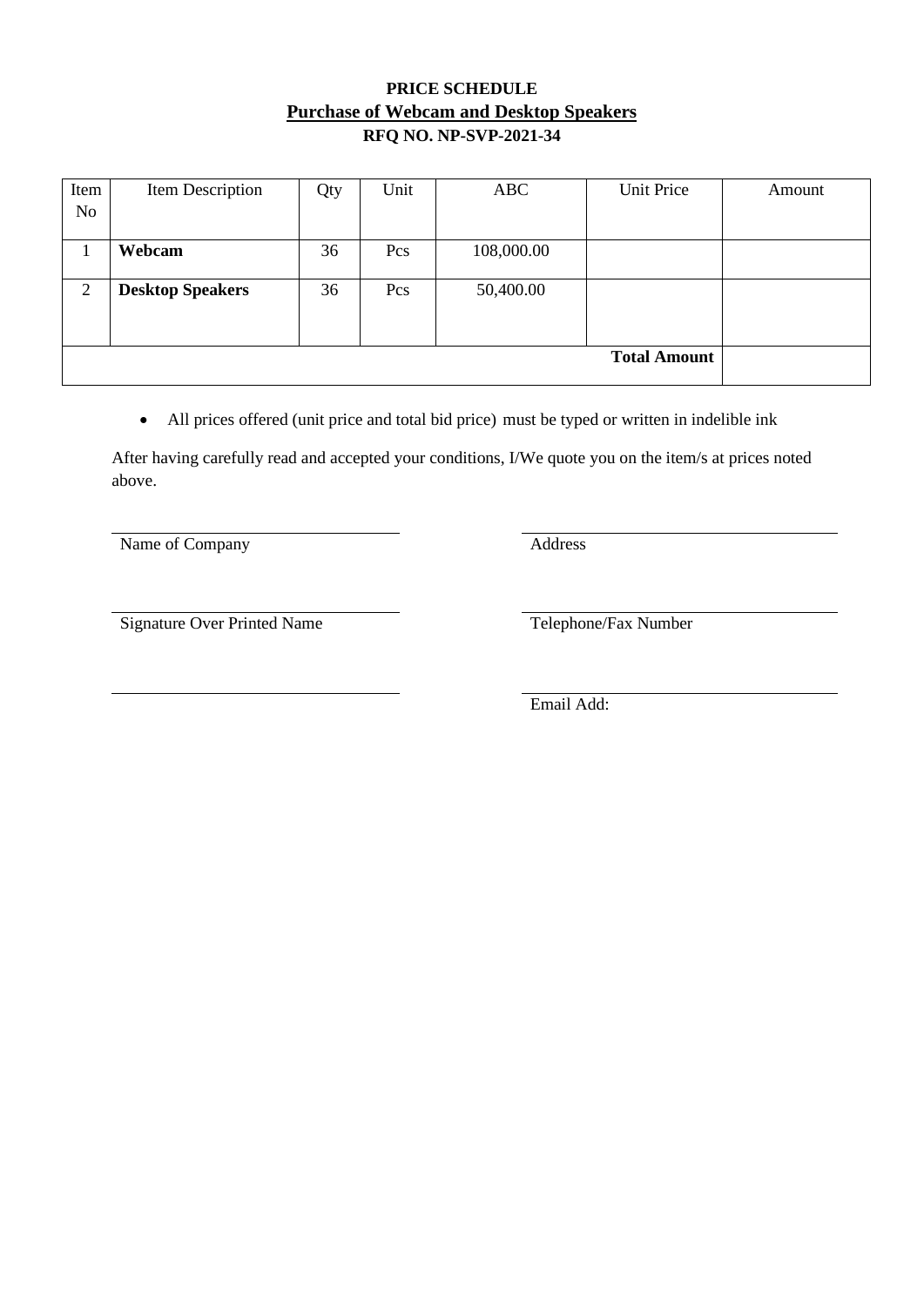**PRICE SCHEDULE**

**Purchase of Webcam and Desktop Speakers**

**RFQ NO. NP-SVP-2021-34**

| Item No | Item Description | Qty | Unit | ABC | Unit Price | Amount |
|---|---|---|---|---|---|---|
| 1 | **Webcam** | 36 | Pcs | 108,000.00 | | |
| 2 | **Desktop Speakers** | 36 | Pcs | 50,400.00 | | |
| | | | | | **Total Amount** | |

- All prices offered (unit price and total bid price) must be typed or written in indelible ink

After having carefully read and accepted your conditions, I/We quote you on the item/s at prices noted above.

\_\_\_\_\_\_\_\_\_\_\_\_\_\_\_\_\_\_\_\_\_\_\_\_\_\_\_\_\_\_
Name of Company

\_\_\_\_\_\_\_\_\_\_\_\_\_\_\_\_\_\_\_\_\_\_\_\_\_\_\_\_\_\_
Address

\_\_\_\_\_\_\_\_\_\_\_\_\_\_\_\_\_\_\_\_\_\_\_\_\_\_\_\_\_\_
Signature Over Printed Name

\_\_\_\_\_\_\_\_\_\_\_\_\_\_\_\_\_\_\_\_\_\_\_\_\_\_\_\_\_\_
Telephone/Fax Number

\_\_\_\_\_\_\_\_\_\_\_\_\_\_\_\_\_\_\_\_\_\_\_\_\_\_\_\_\_\_

\_\_\_\_\_\_\_\_\_\_\_\_\_\_\_\_\_\_\_\_\_\_\_\_\_\_\_\_\_\_
Email Add: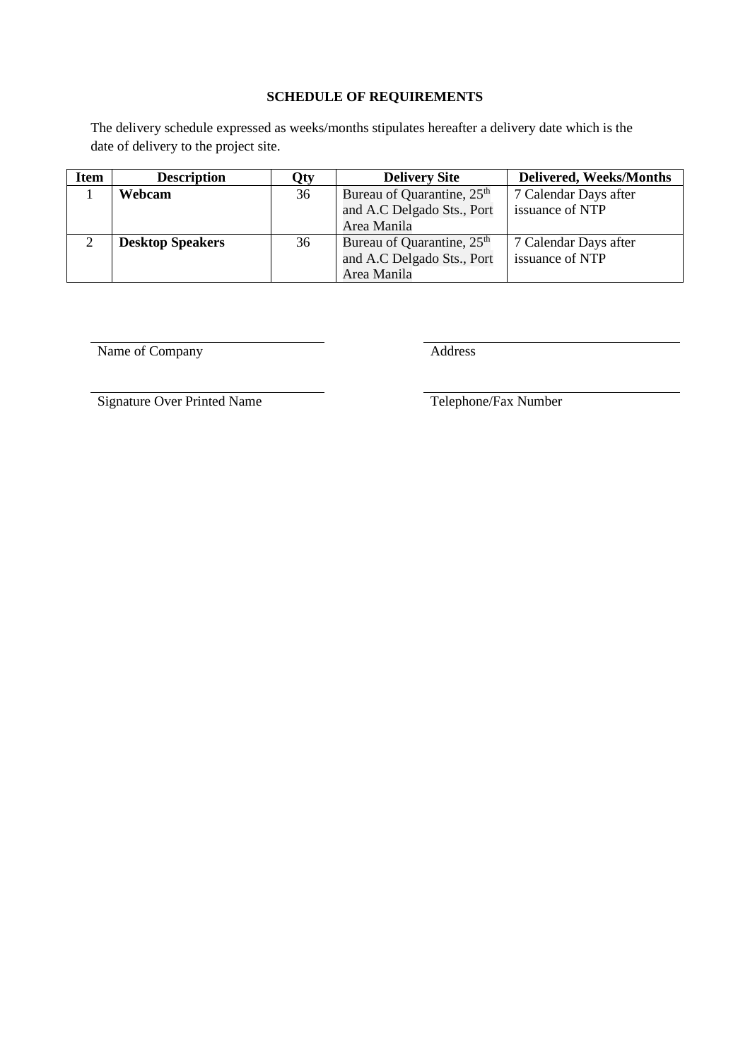**SCHEDULE OF REQUIREMENTS**

The delivery schedule expressed as weeks/months stipulates hereafter a delivery date which is the date of delivery to the project site.

| Item | Description | Qty | Delivery Site | Delivered, Weeks/Months |
|---|---|---|---|---|
| 1 | **Webcam** | 36 | Bureau of Quarantine, 25th and A.C Delgado Sts., Port Area Manila | 7 Calendar Days after issuance of NTP |
| 2 | **Desktop Speakers** | 36 | Bureau of Quarantine, 25th and A.C Delgado Sts., Port Area Manila | 7 Calendar Days after issuance of NTP |

Name of Company

Address

Signature Over Printed Name

Telephone/Fax Number